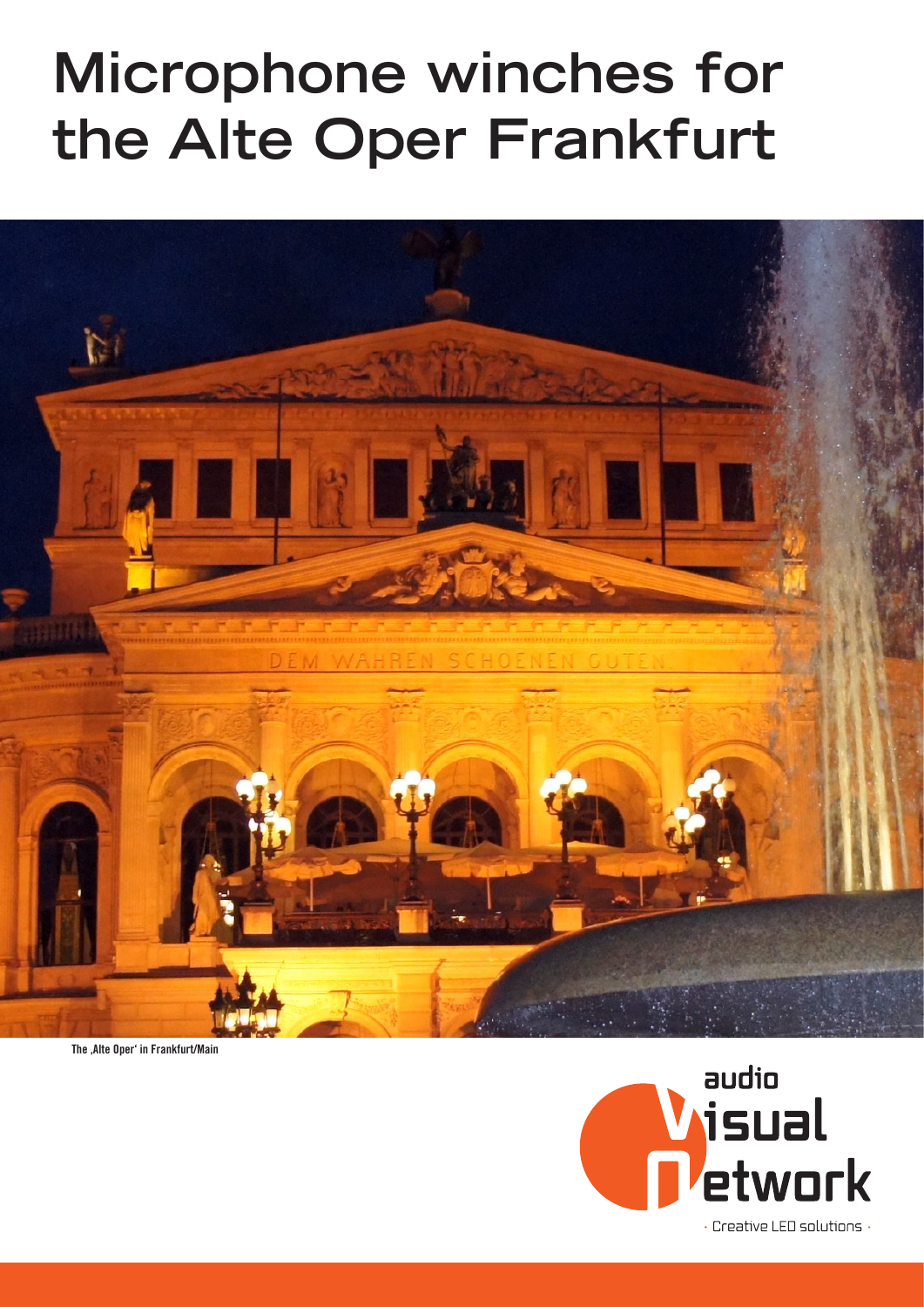# Microphone winches for the Alte Oper Frankfurt

The ‚Alte Oper' in Frankfurt/Main

audio visual network

· Creative LED solutions ·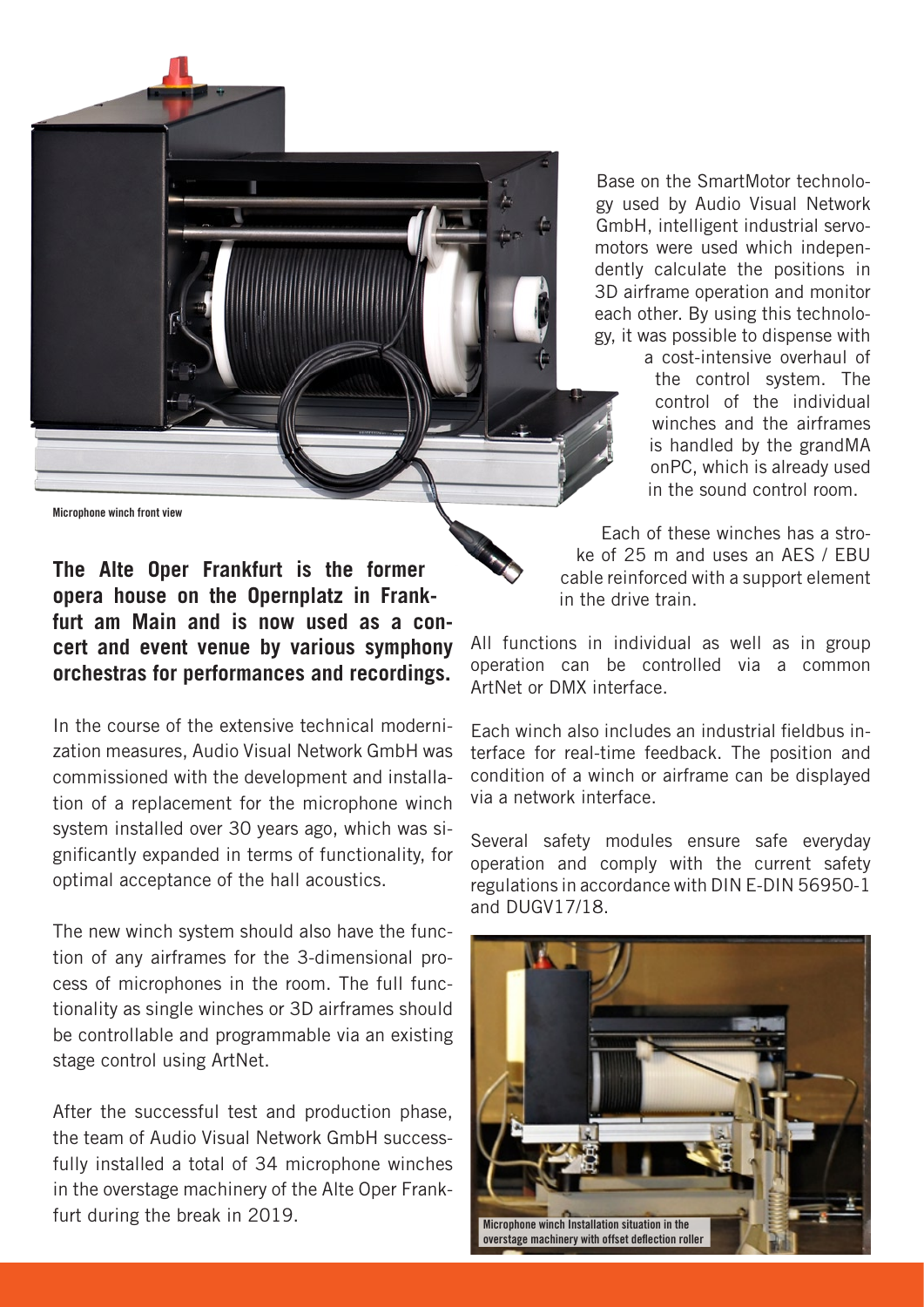Microphone winch front view

**The Alte Oper Frankfurt is the former opera house on the Opernplatz in Frankfurt am Main and is now used as a concert and event venue by various symphony orchestras for performances and recordings.**

In the course of the extensive technical modernization measures, Audio Visual Network GmbH was commissioned with the development and installation of a replacement for the microphone winch system installed over 30 years ago, which was significantly expanded in terms of functionality, for optimal acceptance of the hall acoustics.

The new winch system should also have the function of any airframes for the 3-dimensional process of microphones in the room. The full functionality as single winches or 3D airframes should be controllable and programmable via an existing stage control using ArtNet.

After the successful test and production phase, the team of Audio Visual Network GmbH successfully installed a total of 34 microphone winches in the overstage machinery of the Alte Oper Frankfurt during the break in 2019.

Base on the SmartMotor technology used by Audio Visual Network GmbH, intelligent industrial servomotors were used which independently calculate the positions in 3D airframe operation and monitor each other. By using this technology, it was possible to dispense with a cost-intensive overhaul of the control system. The control of the individual winches and the airframes is handled by the grandMA onPC, which is already used in the sound control room.

Each of these winches has a stroke of 25 m and uses an AES / EBU cable reinforced with a support element in the drive train.

All functions in individual as well as in group operation can be controlled via a common ArtNet or DMX interface.

Each winch also includes an industrial fieldbus interface for real-time feedback. The position and condition of a winch or airframe can be displayed via a network interface.

Several safety modules ensure safe everyday operation and comply with the current safety regulations in accordance with DIN E-DIN 56950-1 and DUGV17/18.

Microphone winch Installation situation in the overstage machinery with offset deflection roller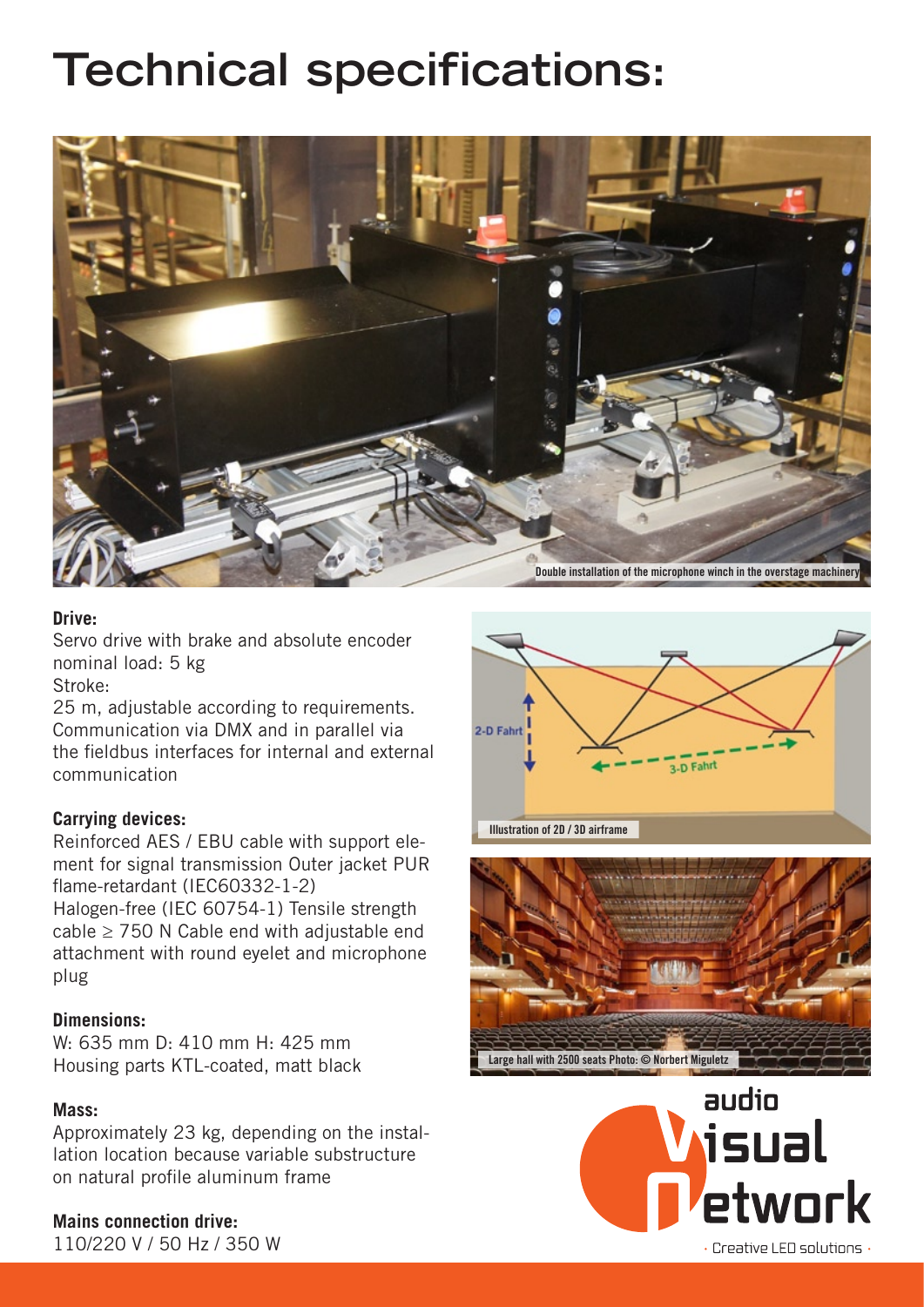# Technical specifications:

Double installation of the microphone winch in the overstage machinery

**Drive:**

Servo drive with brake and absolute encoder nominal load: 5 kg

Stroke:

25 m, adjustable according to requirements. Communication via DMX and in parallel via the fieldbus interfaces for internal and external communication

**Carrying devices:**

Reinforced AES / EBU cable with support element for signal transmission Outer jacket PUR flame-retardant (IEC60332-1-2)

Halogen-free (IEC 60754-1) Tensile strength cable ≥ 750 N Cable end with adjustable end attachment with round eyelet and microphone plug

**Dimensions:**

W: 635 mm D: 410 mm H: 425 mm

Housing parts KTL-coated, matt black

**Mass:**

Approximately 23 kg, depending on the installation location because variable substructure on natural profile aluminum frame

**Mains connection drive:**

110/220 V / 50 Hz / 350 W

Illustration of 2D / 3D airframe

Large hall with 2500 seats Photo: © Norbert Miguletz

audio visual network · Creative LED solutions ·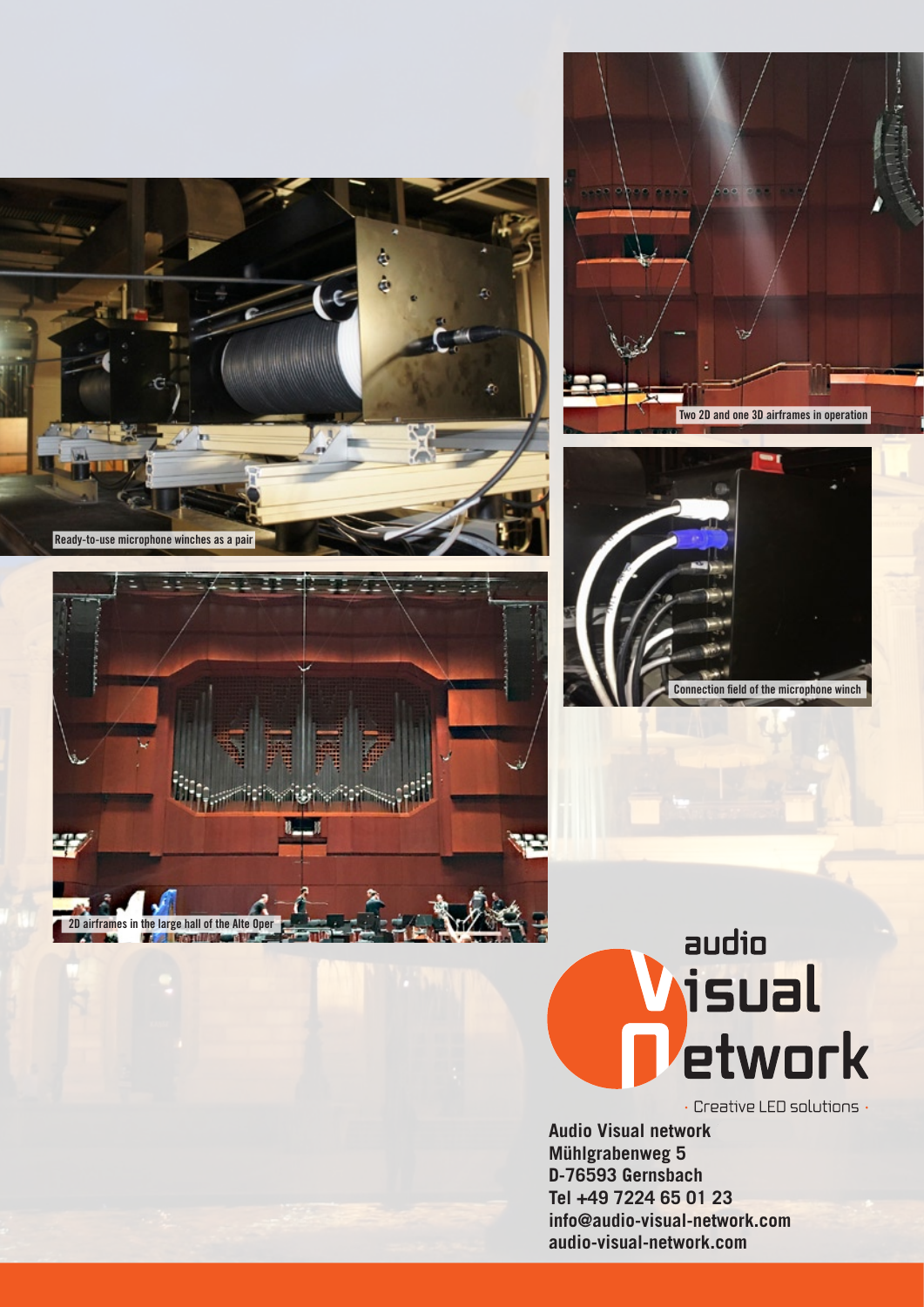Ready-to-use microphone winches as a pair

Two 2D and one 3D airframes in operation

Connection field of the microphone winch

2D airframes in the large hall of the Alte Oper

audio
visual
network

· Creative LED solutions ·

**Audio Visual network**
**Mühlgrabenweg 5**
**D-76593 Gernsbach**
**Tel +49 7224 65 01 23**
**info@audio-visual-network.com**
**audio-visual-network.com**